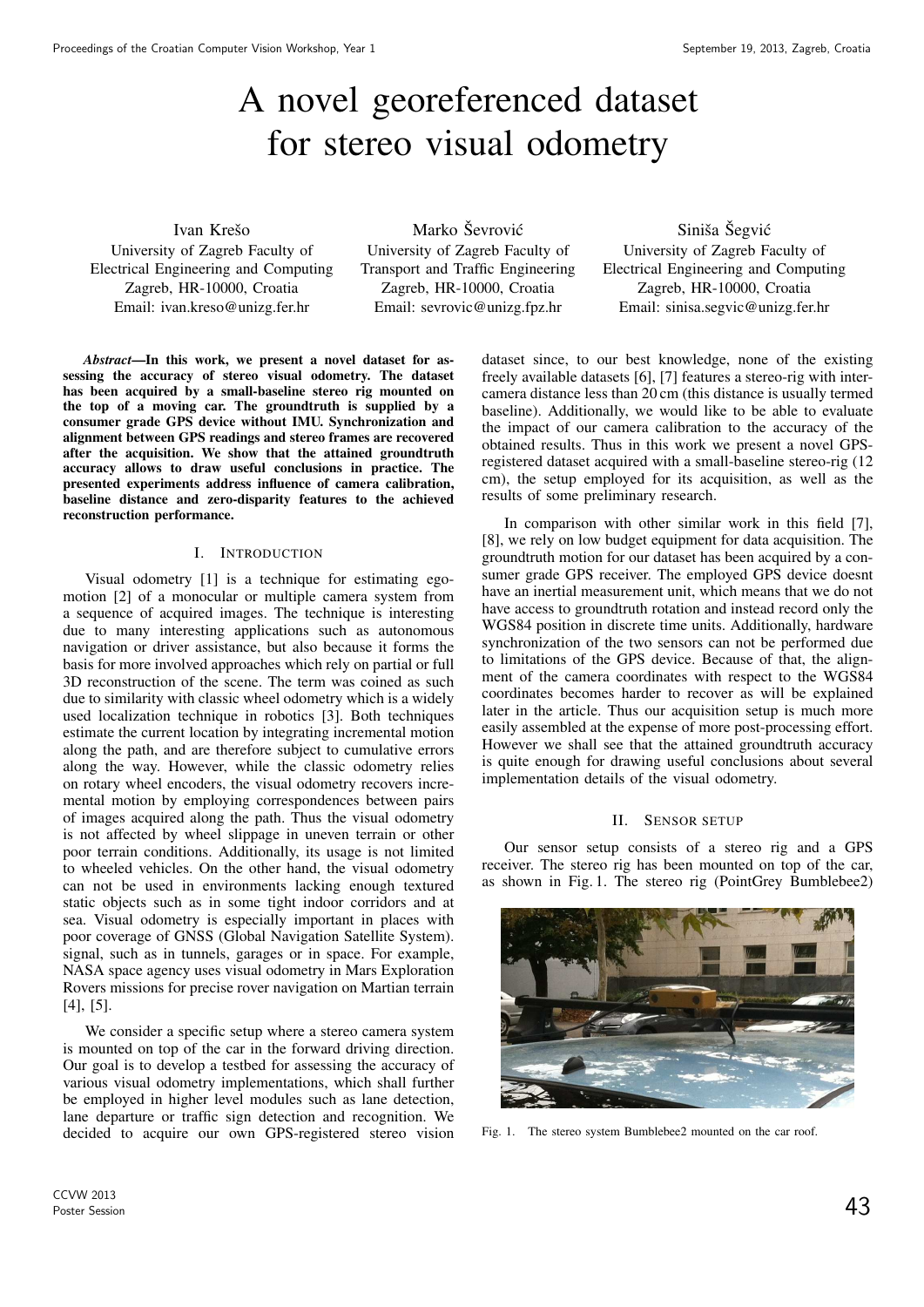# A novel georeferenced dataset for stereo visual odometry

Ivan Krešo
University of Zagreb Faculty of Electrical Engineering and Computing
Zagreb, HR-10000, Croatia
Email: ivan.kreso@unizg.fer.hr

Marko Ševrović
University of Zagreb Faculty of Transport and Traffic Engineering
Zagreb, HR-10000, Croatia
Email: sevrovic@unizg.fpz.hr

Siniša Šegvić
University of Zagreb Faculty of Electrical Engineering and Computing
Zagreb, HR-10000, Croatia
Email: sinisa.segvic@unizg.fer.hr

***Abstract*—In this work, we present a novel dataset for assessing the accuracy of stereo visual odometry. The dataset has been acquired by a small-baseline stereo rig mounted on the top of a moving car. The groundtruth is supplied by a consumer grade GPS device without IMU. Synchronization and alignment between GPS readings and stereo frames are recovered after the acquisition. We show that the attained groundtruth accuracy allows to draw useful conclusions in practice. The presented experiments address influence of camera calibration, baseline distance and zero-disparity features to the achieved reconstruction performance.**

## I. Introduction

Visual odometry [1] is a technique for estimating egomotion [2] of a monocular or multiple camera system from a sequence of acquired images. The technique is interesting due to many interesting applications such as autonomous navigation or driver assistance, but also because it forms the basis for more involved approaches which rely on partial or full 3D reconstruction of the scene. The term was coined as such due to similarity with classic wheel odometry which is a widely used localization technique in robotics [3]. Both techniques estimate the current location by integrating incremental motion along the path, and are therefore subject to cumulative errors along the way. However, while the classic odometry relies on rotary wheel encoders, the visual odometry recovers incremental motion by employing correspondences between pairs of images acquired along the path. Thus the visual odometry is not affected by wheel slippage in uneven terrain or other poor terrain conditions. Additionally, its usage is not limited to wheeled vehicles. On the other hand, the visual odometry can not be used in environments lacking enough textured static objects such as in some tight indoor corridors and at sea. Visual odometry is especially important in places with poor coverage of GNSS (Global Navigation Satellite System). signal, such as in tunnels, garages or in space. For example, NASA space agency uses visual odometry in Mars Exploration Rovers missions for precise rover navigation on Martian terrain [4], [5].

We consider a specific setup where a stereo camera system is mounted on top of the car in the forward driving direction. Our goal is to develop a testbed for assessing the accuracy of various visual odometry implementations, which shall further be employed in higher level modules such as lane detection, lane departure or traffic sign detection and recognition. We decided to acquire our own GPS-registered stereo vision dataset since, to our best knowledge, none of the existing freely available datasets [6], [7] features a stereo-rig with intercamera distance less than 20 cm (this distance is usually termed baseline). Additionally, we would like to be able to evaluate the impact of our camera calibration to the accuracy of the obtained results. Thus in this work we present a novel GPS-registered dataset acquired with a small-baseline stereo-rig (12 cm), the setup employed for its acquisition, as well as the results of some preliminary research.

In comparison with other similar work in this field [7], [8], we rely on low budget equipment for data acquisition. The groundtruth motion for our dataset has been acquired by a consumer grade GPS receiver. The employed GPS device doesnt have an inertial measurement unit, which means that we do not have access to groundtruth rotation and instead record only the WGS84 position in discrete time units. Additionally, hardware synchronization of the two sensors can not be performed due to limitations of the GPS device. Because of that, the alignment of the camera coordinates with respect to the WGS84 coordinates becomes harder to recover as will be explained later in the article. Thus our acquisition setup is much more easily assembled at the expense of more post-processing effort. However we shall see that the attained groundtruth accuracy is quite enough for drawing useful conclusions about several implementation details of the visual odometry.

## II. Sensor setup

Our sensor setup consists of a stereo rig and a GPS receiver. The stereo rig has been mounted on top of the car, as shown in Fig. 1. The stereo rig (PointGrey Bumblebee2)

Fig. 1. The stereo system Bumblebee2 mounted on the car roof.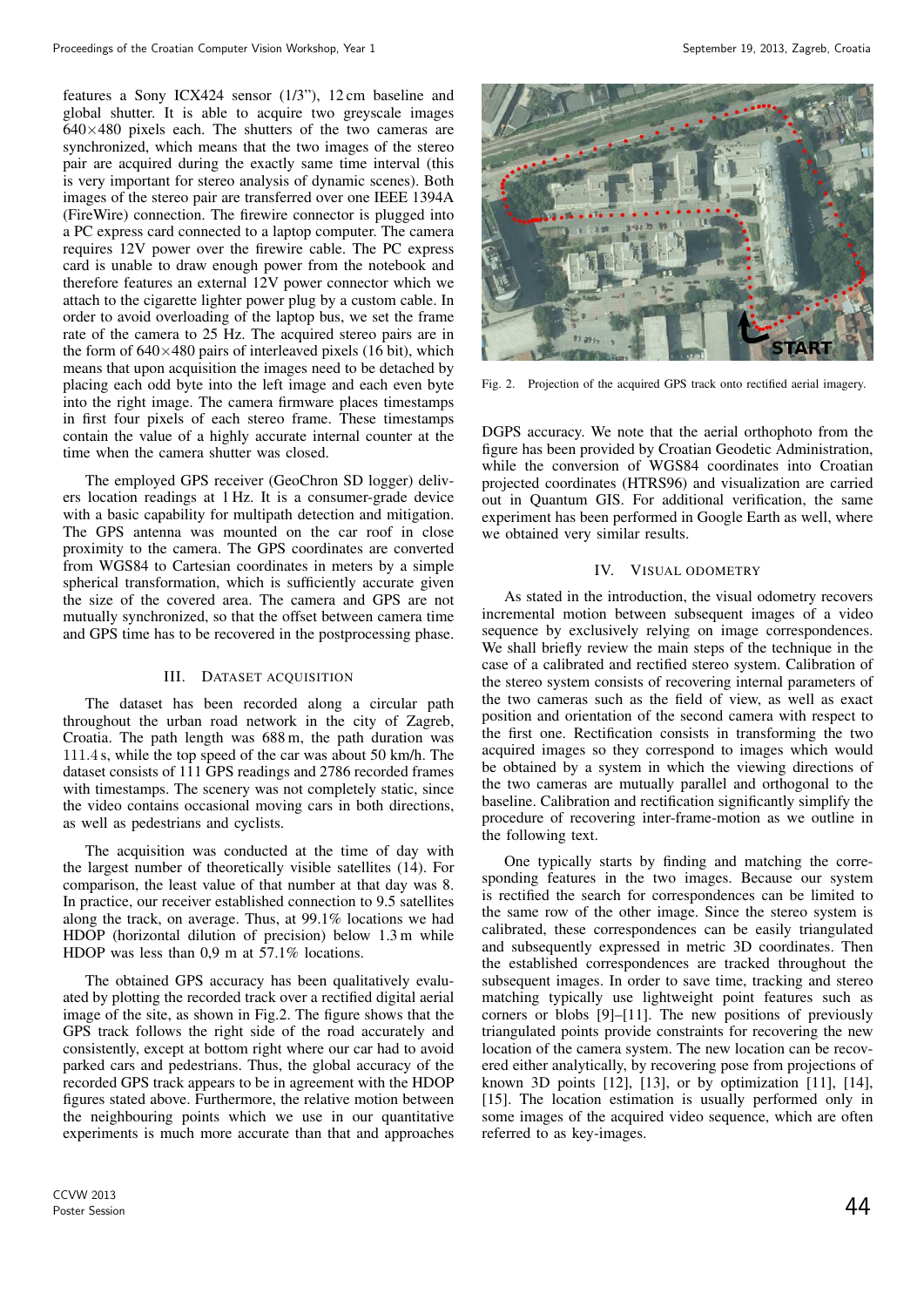features a Sony ICX424 sensor (1/3"), 12 cm baseline and global shutter. It is able to acquire two greyscale images 640×480 pixels each. The shutters of the two cameras are synchronized, which means that the two images of the stereo pair are acquired during the exactly same time interval (this is very important for stereo analysis of dynamic scenes). Both images of the stereo pair are transferred over one IEEE 1394A (FireWire) connection. The firewire connector is plugged into a PC express card connected to a laptop computer. The camera requires 12V power over the firewire cable. The PC express card is unable to draw enough power from the notebook and therefore features an external 12V power connector which we attach to the cigarette lighter power plug by a custom cable. In order to avoid overloading of the laptop bus, we set the frame rate of the camera to 25 Hz. The acquired stereo pairs are in the form of 640×480 pairs of interleaved pixels (16 bit), which means that upon acquisition the images need to be detached by placing each odd byte into the left image and each even byte into the right image. The camera firmware places timestamps in first four pixels of each stereo frame. These timestamps contain the value of a highly accurate internal counter at the time when the camera shutter was closed.

The employed GPS receiver (GeoChron SD logger) delivers location readings at 1 Hz. It is a consumer-grade device with a basic capability for multipath detection and mitigation. The GPS antenna was mounted on the car roof in close proximity to the camera. The GPS coordinates are converted from WGS84 to Cartesian coordinates in meters by a simple spherical transformation, which is sufficiently accurate given the size of the covered area. The camera and GPS are not mutually synchronized, so that the offset between camera time and GPS time has to be recovered in the postprocessing phase.

## III. Dataset acquisition

The dataset has been recorded along a circular path throughout the urban road network in the city of Zagreb, Croatia. The path length was 688 m, the path duration was 111.4 s, while the top speed of the car was about 50 km/h. The dataset consists of 111 GPS readings and 2786 recorded frames with timestamps. The scenery was not completely static, since the video contains occasional moving cars in both directions, as well as pedestrians and cyclists.

The acquisition was conducted at the time of day with the largest number of theoretically visible satellites (14). For comparison, the least value of that number at that day was 8. In practice, our receiver established connection to 9.5 satellites along the track, on average. Thus, at 99.1% locations we had HDOP (horizontal dilution of precision) below 1.3 m while HDOP was less than 0,9 m at 57.1% locations.

The obtained GPS accuracy has been qualitatively evaluated by plotting the recorded track over a rectified digital aerial image of the site, as shown in Fig.2. The figure shows that the GPS track follows the right side of the road accurately and consistently, except at bottom right where our car had to avoid parked cars and pedestrians. Thus, the global accuracy of the recorded GPS track appears to be in agreement with the HDOP figures stated above. Furthermore, the relative motion between the neighbouring points which we use in our quantitative experiments is much more accurate than that and approaches DGPS accuracy. We note that the aerial orthophoto from the figure has been provided by Croatian Geodetic Administration, while the conversion of WGS84 coordinates into Croatian projected coordinates (HTRS96) and visualization are carried out in Quantum GIS. For additional verification, the same experiment has been performed in Google Earth as well, where we obtained very similar results.

Fig. 2. Projection of the acquired GPS track onto rectified aerial imagery.

## IV. Visual odometry

As stated in the introduction, the visual odometry recovers incremental motion between subsequent images of a video sequence by exclusively relying on image correspondences. We shall briefly review the main steps of the technique in the case of a calibrated and rectified stereo system. Calibration of the stereo system consists of recovering internal parameters of the two cameras such as the field of view, as well as exact position and orientation of the second camera with respect to the first one. Rectification consists in transforming the two acquired images so they correspond to images which would be obtained by a system in which the viewing directions of the two cameras are mutually parallel and orthogonal to the baseline. Calibration and rectification significantly simplify the procedure of recovering inter-frame-motion as we outline in the following text.

One typically starts by finding and matching the corresponding features in the two images. Because our system is rectified the search for correspondences can be limited to the same row of the other image. Since the stereo system is calibrated, these correspondences can be easily triangulated and subsequently expressed in metric 3D coordinates. Then the established correspondences are tracked throughout the subsequent images. In order to save time, tracking and stereo matching typically use lightweight point features such as corners or blobs [9]–[11]. The new positions of previously triangulated points provide constraints for recovering the new location of the camera system. The new location can be recovered either analytically, by recovering pose from projections of known 3D points [12], [13], or by optimization [11], [14], [15]. The location estimation is usually performed only in some images of the acquired video sequence, which are often referred to as key-images.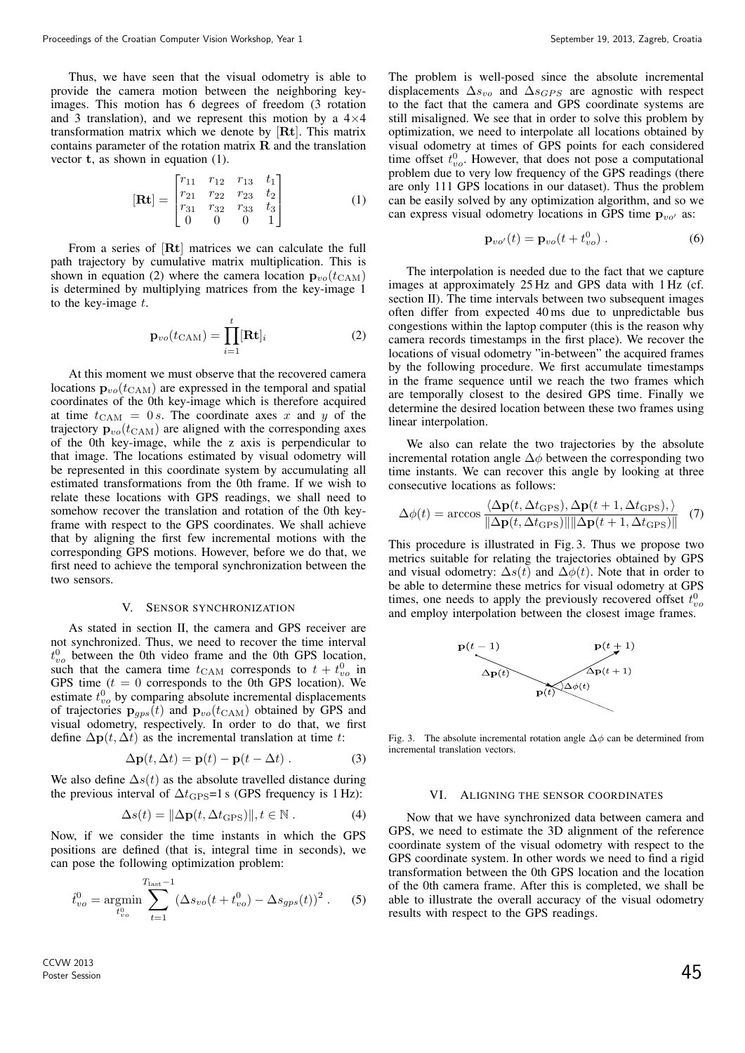Thus, we have seen that the visual odometry is able to provide the camera motion between the neighboring key-images. This motion has 6 degrees of freedom (3 rotation and 3 translation), and we represent this motion by a 4×4 transformation matrix which we denote by $[\mathbf{Rt}]$. This matrix contains parameter of the rotation matrix $\mathbf{R}$ and the translation vector $\mathbf{t}$, as shown in equation (1).

$$[\mathbf{Rt}] = \begin{bmatrix} r_{11} & r_{12} & r_{13} & t_1 \\ r_{21} & r_{22} & r_{23} & t_2 \\ r_{31} & r_{32} & r_{33} & t_3 \\ 0 & 0 & 0 & 1 \end{bmatrix} \tag{1}$$

From a series of $[\mathbf{Rt}]$ matrices we can calculate the full path trajectory by cumulative matrix multiplication. This is shown in equation (2) where the camera location $\mathbf{p}_{vo}(t_{\text{CAM}})$ is determined by multiplying matrices from the key-image 1 to the key-image $t$.

$$\mathbf{p}_{vo}(t_{\text{CAM}}) = \prod_{i=1}^{t} [\mathbf{Rt}]_i \tag{2}$$

At this moment we must observe that the recovered camera locations $\mathbf{p}_{vo}(t_{\text{CAM}})$ are expressed in the temporal and spatial coordinates of the 0th key-image which is therefore acquired at time $t_{\text{CAM}} = 0\,s$. The coordinate axes $x$ and $y$ of the trajectory $\mathbf{p}_{vo}(t_{\text{CAM}})$ are aligned with the corresponding axes of the 0th key-image, while the z axis is perpendicular to that image. The locations estimated by visual odometry will be represented in this coordinate system by accumulating all estimated transformations from the 0th frame. If we wish to relate these locations with GPS readings, we shall need to somehow recover the translation and rotation of the 0th key-frame with respect to the GPS coordinates. We shall achieve that by aligning the first few incremental motions with the corresponding GPS motions. However, before we do that, we first need to achieve the temporal synchronization between the two sensors.

## V. Sensor synchronization

As stated in section II, the camera and GPS receiver are not synchronized. Thus, we need to recover the time interval $t_{vo}^0$ between the 0th video frame and the 0th GPS location, such that the camera time $t_{\text{CAM}}$ corresponds to $t + t_{vo}^0$ in GPS time ($t = 0$ corresponds to the 0th GPS location). We estimate $t_{vo}^0$ by comparing absolute incremental displacements of trajectories $\mathbf{p}_{gps}(t)$ and $\mathbf{p}_{vo}(t_{\text{CAM}})$ obtained by GPS and visual odometry, respectively. In order to do that, we first define $\Delta\mathbf{p}(t, \Delta t)$ as the incremental translation at time $t$:

$$\Delta\mathbf{p}(t, \Delta t) = \mathbf{p}(t) - \mathbf{p}(t - \Delta t) \; . \tag{3}$$

We also define $\Delta s(t)$ as the absolute travelled distance during the previous interval of $\Delta t_{\text{GPS}}$=1 s (GPS frequency is 1 Hz):

$$\Delta s(t) = \|\Delta\mathbf{p}(t, \Delta t_{\text{GPS}})\|, t \in \mathbb{N} \; . \tag{4}$$

Now, if we consider the time instants in which the GPS positions are defined (that is, integral time in seconds), we can pose the following optimization problem:

$$\hat{t}_{vo}^0 = \underset{t_{vo}^0}{\operatorname{argmin}} \sum_{t=1}^{T_{\text{last}}-1} \left(\Delta s_{vo}(t + t_{vo}^0) - \Delta s_{gps}(t)\right)^2 \; . \tag{5}$$

The problem is well-posed since the absolute incremental displacements $\Delta s_{vo}$ and $\Delta s_{GPS}$ are agnostic with respect to the fact that the camera and GPS coordinate systems are still misaligned. We see that in order to solve this problem by optimization, we need to interpolate all locations obtained by visual odometry at times of GPS points for each considered time offset $t_{vo}^0$. However, that does not pose a computational problem due to very low frequency of the GPS readings (there are only 111 GPS locations in our dataset). Thus the problem can be easily solved by any optimization algorithm, and so we can express visual odometry locations in GPS time $\mathbf{p}_{vo'}$ as:

$$\mathbf{p}_{vo'}(t) = \mathbf{p}_{vo}(t + t_{vo}^0) \; . \tag{6}$$

The interpolation is needed due to the fact that we capture images at approximately 25 Hz and GPS data with 1 Hz (cf. section II). The time intervals between two subsequent images often differ from expected 40 ms due to unpredictable bus congestions within the laptop computer (this is the reason why camera records timestamps in the first place). We recover the locations of visual odometry "in-between" the acquired frames by the following procedure. We first accumulate timestamps in the frame sequence until we reach the two frames which are temporally closest to the desired GPS time. Finally we determine the desired location between these two frames using linear interpolation.

We also can relate the two trajectories by the absolute incremental rotation angle $\Delta\phi$ between the corresponding two time instants. We can recover this angle by looking at three consecutive locations as follows:

$$\Delta\phi(t) = \arccos \frac{\langle \Delta\mathbf{p}(t, \Delta t_{\text{GPS}}), \Delta\mathbf{p}(t+1, \Delta t_{\text{GPS}}), \rangle}{\|\Delta\mathbf{p}(t, \Delta t_{\text{GPS}})\| \|\Delta\mathbf{p}(t+1, \Delta t_{\text{GPS}})\|} \tag{7}$$

This procedure is illustrated in Fig. 3. Thus we propose two metrics suitable for relating the trajectories obtained by GPS and visual odometry: $\Delta s(t)$ and $\Delta\phi(t)$. Note that in order to be able to determine these metrics for visual odometry at GPS times, one needs to apply the previously recovered offset $t_{vo}^0$ and employ interpolation between the closest image frames.

Fig. 3. The absolute incremental rotation angle $\Delta\phi$ can be determined from incremental translation vectors.

## VI. Aligning the sensor coordinates

Now that we have synchronized data between camera and GPS, we need to estimate the 3D alignment of the reference coordinate system of the visual odometry with respect to the GPS coordinate system. In other words we need to find a rigid transformation between the 0th GPS location and the location of the 0th camera frame. After this is completed, we shall be able to illustrate the overall accuracy of the visual odometry results with respect to the GPS readings.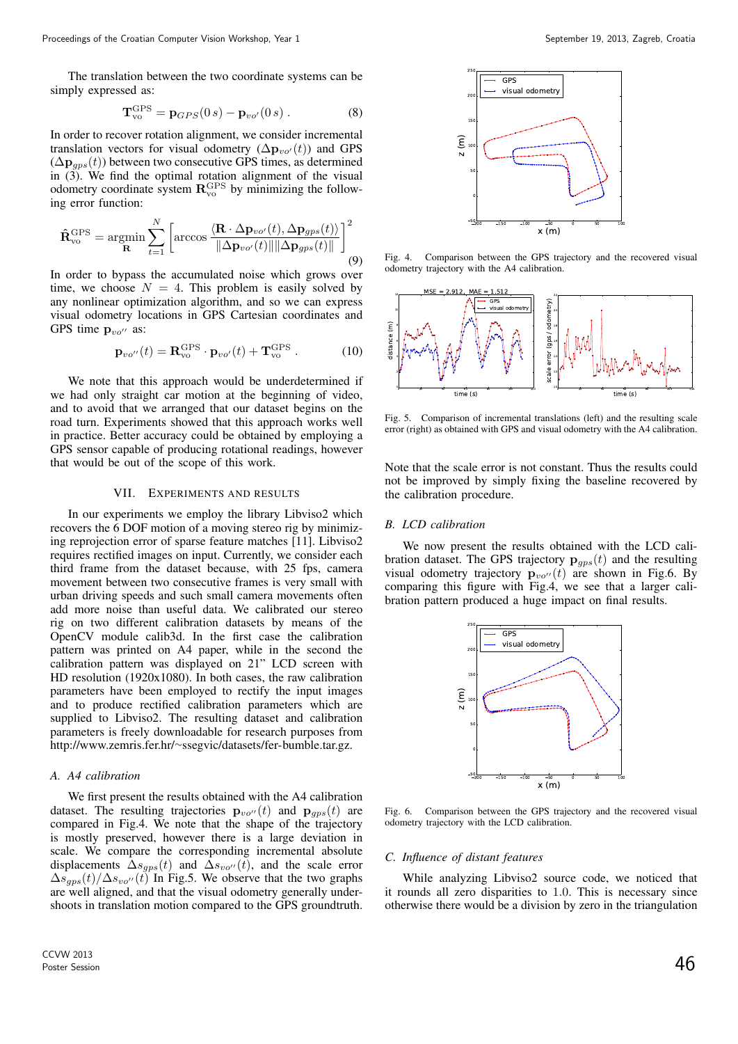The translation between the two coordinate systems can be simply expressed as:

$$\mathbf{T}_{\text{vo}}^{\text{GPS}} = \mathbf{p}_{GPS}(0\,s) - \mathbf{p}_{vo'}(0\,s)\,. \tag{8}$$

In order to recover rotation alignment, we consider incremental translation vectors for visual odometry ($\Delta\mathbf{p}_{vo'}(t)$) and GPS ($\Delta\mathbf{p}_{gps}(t)$) between two consecutive GPS times, as determined in (3). We find the optimal rotation alignment of the visual odometry coordinate system $\mathbf{R}_{\text{vo}}^{\text{GPS}}$ by minimizing the following error function:

$$\hat{\mathbf{R}}_{\text{vo}}^{\text{GPS}} = \underset{\mathbf{R}}{\text{argmin}} \sum_{t=1}^{N} \left[ \arccos \frac{\langle \mathbf{R}\cdot\Delta\mathbf{p}_{vo'}(t), \Delta\mathbf{p}_{gps}(t)\rangle}{\|\Delta\mathbf{p}_{vo'}(t)\|\|\Delta\mathbf{p}_{gps}(t)\|} \right]^2 \tag{9}$$

In order to bypass the accumulated noise which grows over time, we choose $N = 4$. This problem is easily solved by any nonlinear optimization algorithm, and so we can express visual odometry locations in GPS Cartesian coordinates and GPS time $\mathbf{p}_{vo''}$ as:

$$\mathbf{p}_{vo''}(t) = \mathbf{R}_{\text{vo}}^{\text{GPS}} \cdot \mathbf{p}_{vo'}(t) + \mathbf{T}_{\text{vo}}^{\text{GPS}}\,. \tag{10}$$

We note that this approach would be underdetermined if we had only straight car motion at the beginning of video, and to avoid that we arranged that our dataset begins on the road turn. Experiments showed that this approach works well in practice. Better accuracy could be obtained by employing a GPS sensor capable of producing rotational readings, however that would be out of the scope of this work.

## VII. Experiments and Results

In our experiments we employ the library Libviso2 which recovers the 6 DOF motion of a moving stereo rig by minimizing reprojection error of sparse feature matches [11]. Libviso2 requires rectified images on input. Currently, we consider each third frame from the dataset because, with 25 fps, camera movement between two consecutive frames is very small with urban driving speeds and such small camera movements often add more noise than useful data. We calibrated our stereo rig on two different calibration datasets by means of the OpenCV module calib3d. In the first case the calibration pattern was printed on A4 paper, while in the second the calibration pattern was displayed on 21" LCD screen with HD resolution (1920x1080). In both cases, the raw calibration parameters have been employed to rectify the input images and to produce rectified calibration parameters which are supplied to Libviso2. The resulting dataset and calibration parameters is freely downloadable for research purposes from http://www.zemris.fer.hr/~ssegvic/datasets/fer-bumble.tar.gz.

### A. A4 calibration

We first present the results obtained with the A4 calibration dataset. The resulting trajectories $\mathbf{p}_{vo''}(t)$ and $\mathbf{p}_{gps}(t)$ are compared in Fig.4. We note that the shape of the trajectory is mostly preserved, however there is a large deviation in scale. We compare the corresponding incremental absolute displacements $\Delta s_{gps}(t)$ and $\Delta s_{vo''}(t)$, and the scale error $\Delta s_{gps}(t)/\Delta s_{vo''}(t)$ In Fig.5. We observe that the two graphs are well aligned, and that the visual odometry generally undershoots in translation motion compared to the GPS groundtruth.

Fig. 4. Comparison between the GPS trajectory and the recovered visual odometry trajectory with the A4 calibration.

Fig. 5. Comparison of incremental translations (left) and the resulting scale error (right) as obtained with GPS and visual odometry with the A4 calibration.

Note that the scale error is not constant. Thus the results could not be improved by simply fixing the baseline recovered by the calibration procedure.

### B. LCD calibration

We now present the results obtained with the LCD calibration dataset. The GPS trajectory $\mathbf{p}_{gps}(t)$ and the resulting visual odometry trajectory $\mathbf{p}_{vo''}(t)$ are shown in Fig.6. By comparing this figure with Fig.4, we see that a larger calibration pattern produced a huge impact on final results.

Fig. 6. Comparison between the GPS trajectory and the recovered visual odometry trajectory with the LCD calibration.

### C. Influence of distant features

While analyzing Libviso2 source code, we noticed that it rounds all zero disparities to 1.0. This is necessary since otherwise there would be a division by zero in the triangulation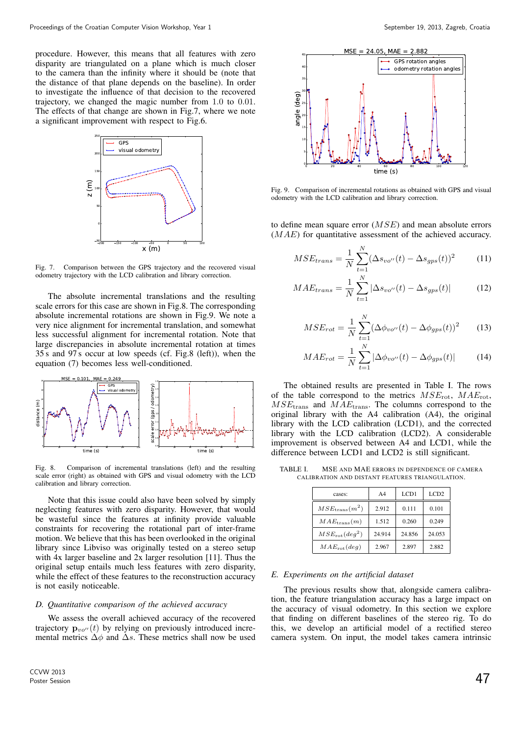procedure. However, this means that all features with zero disparity are triangulated on a plane which is much closer to the camera than the infinity where it should be (note that the distance of that plane depends on the baseline). In order to investigate the influence of that decision to the recovered trajectory, we changed the magic number from 1.0 to 0.01. The effects of that change are shown in Fig.7, where we note a significant improvement with respect to Fig.6.

Fig. 7. Comparison between the GPS trajectory and the recovered visual odometry trajectory with the LCD calibration and library correction.

The absolute incremental translations and the resulting scale errors for this case are shown in Fig.8. The corresponding absolute incremental rotations are shown in Fig.9. We note a very nice alignment for incremental translation, and somewhat less successful alignment for incremental rotation. Note that large discrepancies in absolute incremental rotation at times 35 s and 97 s occur at low speeds (cf. Fig.8 (left)), when the equation (7) becomes less well-conditioned.

Fig. 8. Comparison of incremental translations (left) and the resulting scale error (right) as obtained with GPS and visual odometry with the LCD calibration and library correction.

Note that this issue could also have been solved by simply neglecting features with zero disparity. However, that would be wasteful since the features at infinity provide valuable constraints for recovering the rotational part of inter-frame motion. We believe that this has been overlooked in the original library since Libviso was originally tested on a stereo setup with 4x larger baseline and 2x larger resolution [11]. Thus the original setup entails much less features with zero disparity, while the effect of these features to the reconstruction accuracy is not easily noticeable.

### D. Quantitative comparison of the achieved accuracy

We assess the overall achieved accuracy of the recovered trajectory $\mathbf{p}_{vo''}(t)$ by relying on previously introduced incremental metrics $\Delta\phi$ and $\Delta s$. These metrics shall now be used

Fig. 9. Comparison of incremental rotations as obtained with GPS and visual odometry with the LCD calibration and library correction.

to define mean square error ($MSE$) and mean absolute errors ($MAE$) for quantitative assessment of the achieved accuracy.

$$MSE_{trans} = \frac{1}{N}\sum_{t=1}^{N}(\Delta s_{vo''}(t) - \Delta s_{gps}(t))^2 \tag{11}$$

$$MAE_{trans} = \frac{1}{N}\sum_{t=1}^{N}|\Delta s_{vo''}(t) - \Delta s_{gps}(t)| \tag{12}$$

$$MSE_{rot} = \frac{1}{N}\sum_{t=1}^{N}(\Delta \phi_{vo''}(t) - \Delta \phi_{gps}(t))^2 \tag{13}$$

$$MAE_{rot} = \frac{1}{N}\sum_{t=1}^{N}|\Delta \phi_{vo''}(t) - \Delta \phi_{gps}(t)| \tag{14}$$

The obtained results are presented in Table I. The rows of the table correspond to the metrics $MSE_{\mathrm{rot}}$, $MAE_{\mathrm{rot}}$, $MSE_{\mathrm{trans}}$ and $MAE_{\mathrm{trans}}$. The columns correspond to the original library with the A4 calibration (A4), the original library with the LCD calibration (LCD1), and the corrected library with the LCD calibration (LCD2). A considerable improvement is observed between A4 and LCD1, while the difference between LCD1 and LCD2 is still significant.

TABLE I. MSE AND MAE ERRORS IN DEPENDENCE OF CAMERA CALIBRATION AND DISTANT FEATURES TRIANGULATION.

| cases: | A4 | LCD1 | LCD2 |
|---|---|---|---|
| $MSE_{\mathrm{trans}}(m^2)$ | 2.912 | 0.111 | 0.101 |
| $MAE_{\mathrm{trans}}(m)$ | 1.512 | 0.260 | 0.249 |
| $MSE_{\mathrm{rot}}(deg^2)$ | 24.914 | 24.856 | 24.053 |
| $MAE_{\mathrm{rot}}(deg)$ | 2.967 | 2.897 | 2.882 |

### E. Experiments on the artificial dataset

The previous results show that, alongside camera calibration, the feature triangulation accuracy has a large impact on the accuracy of visual odometry. In this section we explore that finding on different baselines of the stereo rig. To do this, we develop an artificial model of a rectified stereo camera system. On input, the model takes camera intrinsic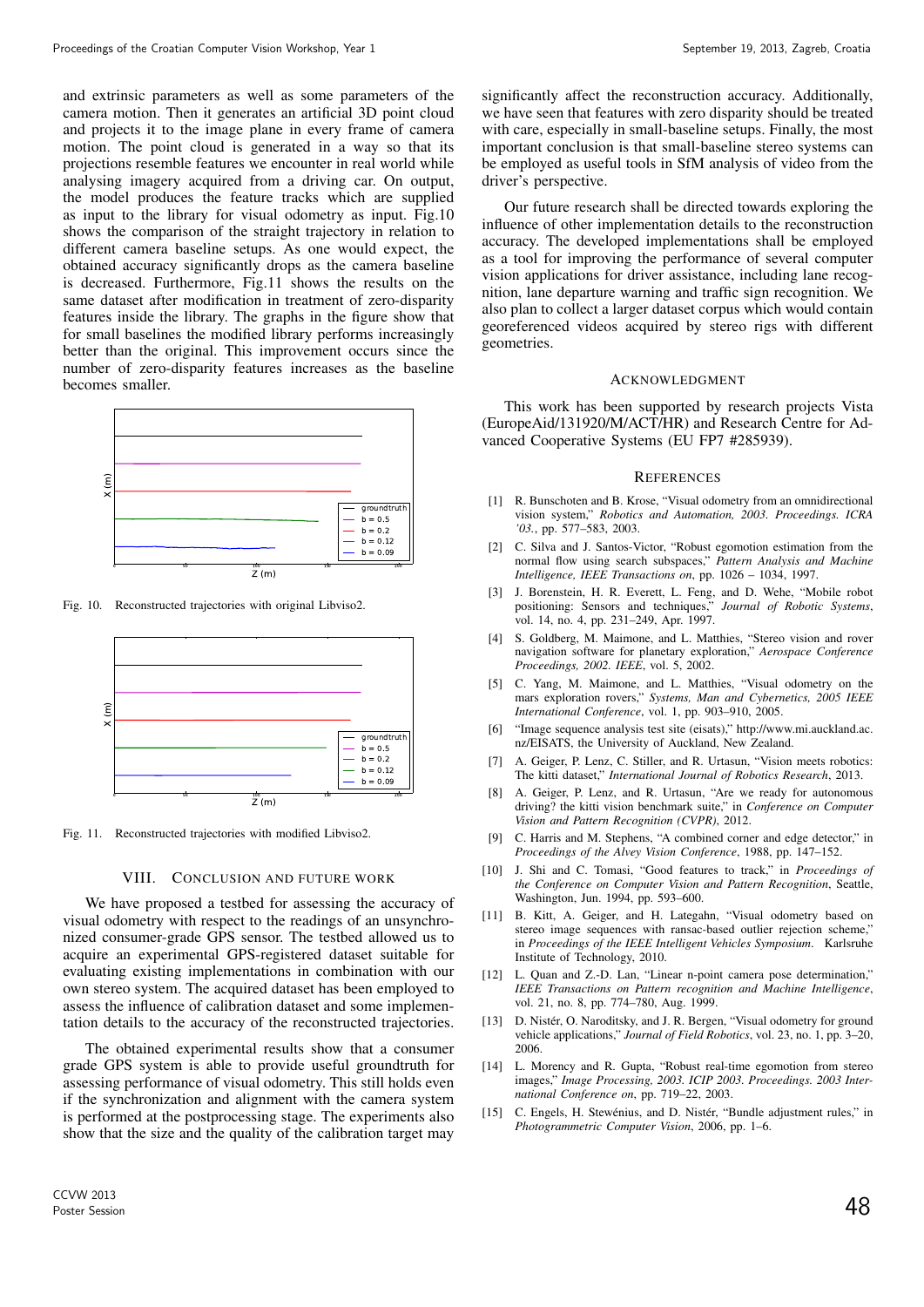and extrinsic parameters as well as some parameters of the camera motion. Then it generates an artificial 3D point cloud and projects it to the image plane in every frame of camera motion. The point cloud is generated in a way so that its projections resemble features we encounter in real world while analysing imagery acquired from a driving car. On output, the model produces the feature tracks which are supplied as input to the library for visual odometry as input. Fig.10 shows the comparison of the straight trajectory in relation to different camera baseline setups. As one would expect, the obtained accuracy significantly drops as the camera baseline is decreased. Furthermore, Fig.11 shows the results on the same dataset after modification in treatment of zero-disparity features inside the library. The graphs in the figure show that for small baselines the modified library performs increasingly better than the original. This improvement occurs since the number of zero-disparity features increases as the baseline becomes smaller.

X (m)
Z (m)
groundtruth
b = 0.5
b = 0.2
b = 0.12
b = 0.09

Fig. 10. Reconstructed trajectories with original Libviso2.

X (m)
Z (m)
groundtruth
b = 0.5
b = 0.2
b = 0.12
b = 0.09

Fig. 11. Reconstructed trajectories with modified Libviso2.

## VIII. Conclusion and Future Work

We have proposed a testbed for assessing the accuracy of visual odometry with respect to the readings of an unsynchronized consumer-grade GPS sensor. The testbed allowed us to acquire an experimental GPS-registered dataset suitable for evaluating existing implementations in combination with our own stereo system. The acquired dataset has been employed to assess the influence of calibration dataset and some implementation details to the accuracy of the reconstructed trajectories.

The obtained experimental results show that a consumer grade GPS system is able to provide useful groundtruth for assessing performance of visual odometry. This still holds even if the synchronization and alignment with the camera system is performed at the postprocessing stage. The experiments also show that the size and the quality of the calibration target may significantly affect the reconstruction accuracy. Additionally, we have seen that features with zero disparity should be treated with care, especially in small-baseline setups. Finally, the most important conclusion is that small-baseline stereo systems can be employed as useful tools in SfM analysis of video from the driver's perspective.

Our future research shall be directed towards exploring the influence of other implementation details to the reconstruction accuracy. The developed implementations shall be employed as a tool for improving the performance of several computer vision applications for driver assistance, including lane recognition, lane departure warning and traffic sign recognition. We also plan to collect a larger dataset corpus which would contain georeferenced videos acquired by stereo rigs with different geometries.

## Acknowledgment

This work has been supported by research projects Vista (EuropeAid/131920/M/ACT/HR) and Research Centre for Advanced Cooperative Systems (EU FP7 #285939).

## References

[1] R. Bunschoten and B. Krose, "Visual odometry from an omnidirectional vision system," *Robotics and Automation, 2003. Proceedings. ICRA '03.*, pp. 577–583, 2003.

[2] C. Silva and J. Santos-Victor, "Robust egomotion estimation from the normal flow using search subspaces," *Pattern Analysis and Machine Intelligence, IEEE Transactions on*, pp. 1026 – 1034, 1997.

[3] J. Borenstein, H. R. Everett, L. Feng, and D. Wehe, "Mobile robot positioning: Sensors and techniques," *Journal of Robotic Systems*, vol. 14, no. 4, pp. 231–249, Apr. 1997.

[4] S. Goldberg, M. Maimone, and L. Matthies, "Stereo vision and rover navigation software for planetary exploration," *Aerospace Conference Proceedings, 2002. IEEE*, vol. 5, 2002.

[5] C. Yang, M. Maimone, and L. Matthies, "Visual odometry on the mars exploration rovers," *Systems, Man and Cybernetics, 2005 IEEE International Conference*, vol. 1, pp. 903–910, 2005.

[6] "Image sequence analysis test site (eisats)," http://www.mi.auckland.ac.nz/EISATS, the University of Auckland, New Zealand.

[7] A. Geiger, P. Lenz, C. Stiller, and R. Urtasun, "Vision meets robotics: The kitti dataset," *International Journal of Robotics Research*, 2013.

[8] A. Geiger, P. Lenz, and R. Urtasun, "Are we ready for autonomous driving? the kitti vision benchmark suite," in *Conference on Computer Vision and Pattern Recognition (CVPR)*, 2012.

[9] C. Harris and M. Stephens, "A combined corner and edge detector," in *Proceedings of the Alvey Vision Conference*, 1988, pp. 147–152.

[10] J. Shi and C. Tomasi, "Good features to track," in *Proceedings of the Conference on Computer Vision and Pattern Recognition*, Seattle, Washington, Jun. 1994, pp. 593–600.

[11] B. Kitt, A. Geiger, and H. Lategahn, "Visual odometry based on stereo image sequences with ransac-based outlier rejection scheme," in *Proceedings of the IEEE Intelligent Vehicles Symposium*. Karlsruhe Institute of Technology, 2010.

[12] L. Quan and Z.-D. Lan, "Linear n-point camera pose determination," *IEEE Transactions on Pattern recognition and Machine Intelligence*, vol. 21, no. 8, pp. 774–780, Aug. 1999.

[13] D. Nistér, O. Naroditsky, and J. R. Bergen, "Visual odometry for ground vehicle applications," *Journal of Field Robotics*, vol. 23, no. 1, pp. 3–20, 2006.

[14] L. Morency and R. Gupta, "Robust real-time egomotion from stereo images," *Image Processing, 2003. ICIP 2003. Proceedings. 2003 International Conference on*, pp. 719–22, 2003.

[15] C. Engels, H. Stewénius, and D. Nistér, "Bundle adjustment rules," in *Photogrammetric Computer Vision*, 2006, pp. 1–6.